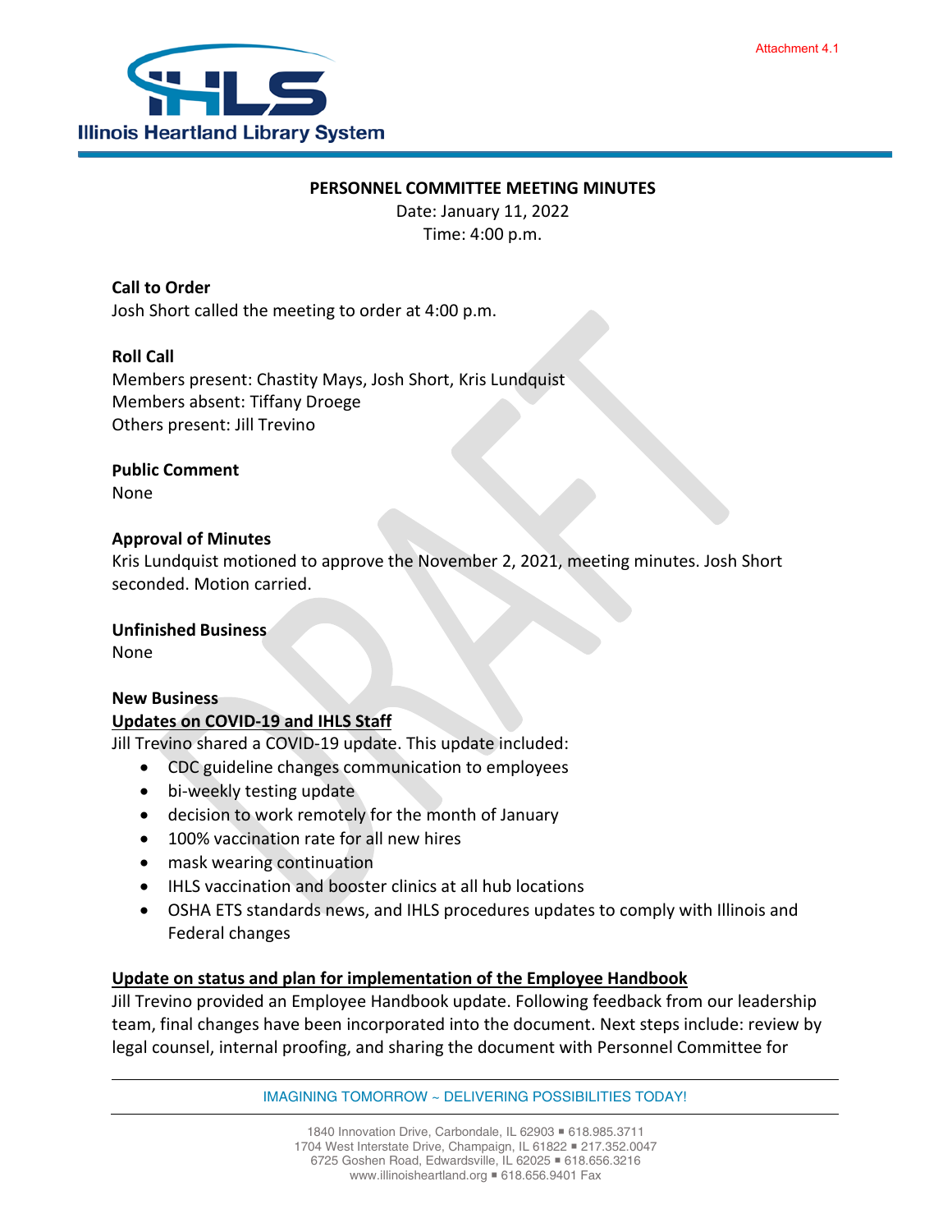Attachment 4.1

Illinois Heartland Library System

**PERSONNEL COMMITTEE MEETING MINUTES**

Date: January 11, 2022

Time: 4:00 p.m.

**Call to Order**

Josh Short called the meeting to order at 4:00 p.m.

**Roll Call**

Members present: Chastity Mays, Josh Short, Kris Lundquist

Members absent: Tiffany Droege

Others present: Jill Trevino

**Public Comment**

None

**Approval of Minutes**

Kris Lundquist motioned to approve the November 2, 2021, meeting minutes. Josh Short seconded. Motion carried.

**Unfinished Business**

None

**New Business**

**Updates on COVID-19 and IHLS Staff**

Jill Trevino shared a COVID-19 update. This update included:

- CDC guideline changes communication to employees
- bi-weekly testing update
- decision to work remotely for the month of January
- 100% vaccination rate for all new hires
- mask wearing continuation
- IHLS vaccination and booster clinics at all hub locations
- OSHA ETS standards news, and IHLS procedures updates to comply with Illinois and Federal changes

**Update on status and plan for implementation of the Employee Handbook**

Jill Trevino provided an Employee Handbook update. Following feedback from our leadership team, final changes have been incorporated into the document. Next steps include: review by legal counsel, internal proofing, and sharing the document with Personnel Committee for

IMAGINING TOMORROW ~ DELIVERING POSSIBILITIES TODAY!

1840 Innovation Drive, Carbondale, IL 62903 ▪ 618.985.3711
1704 West Interstate Drive, Champaign, IL 61822 ▪ 217.352.0047
6725 Goshen Road, Edwardsville, IL 62025 ▪ 618.656.3216
www.illinoisheartland.org ▪ 618.656.9401 Fax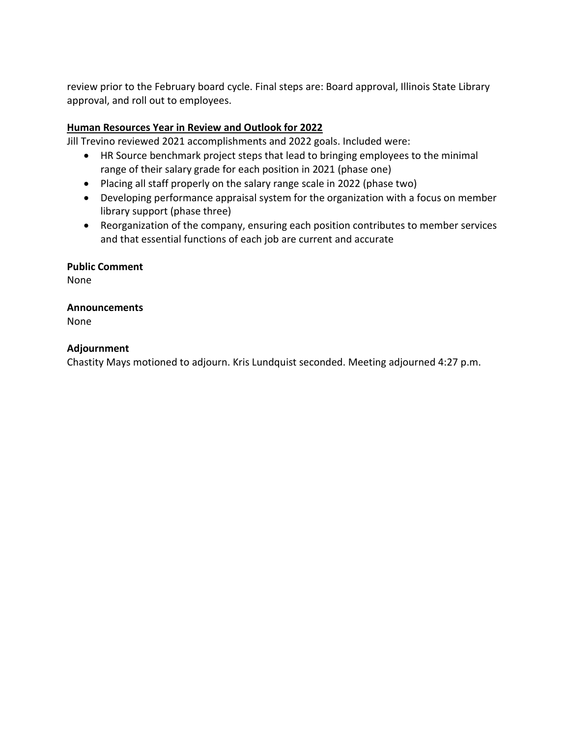review prior to the February board cycle. Final steps are: Board approval, Illinois State Library approval, and roll out to employees.

**Human Resources Year in Review and Outlook for 2022**

Jill Trevino reviewed 2021 accomplishments and 2022 goals. Included were:

- HR Source benchmark project steps that lead to bringing employees to the minimal range of their salary grade for each position in 2021 (phase one)
- Placing all staff properly on the salary range scale in 2022 (phase two)
- Developing performance appraisal system for the organization with a focus on member library support (phase three)
- Reorganization of the company, ensuring each position contributes to member services and that essential functions of each job are current and accurate

**Public Comment**

None

**Announcements**

None

**Adjournment**

Chastity Mays motioned to adjourn. Kris Lundquist seconded. Meeting adjourned 4:27 p.m.